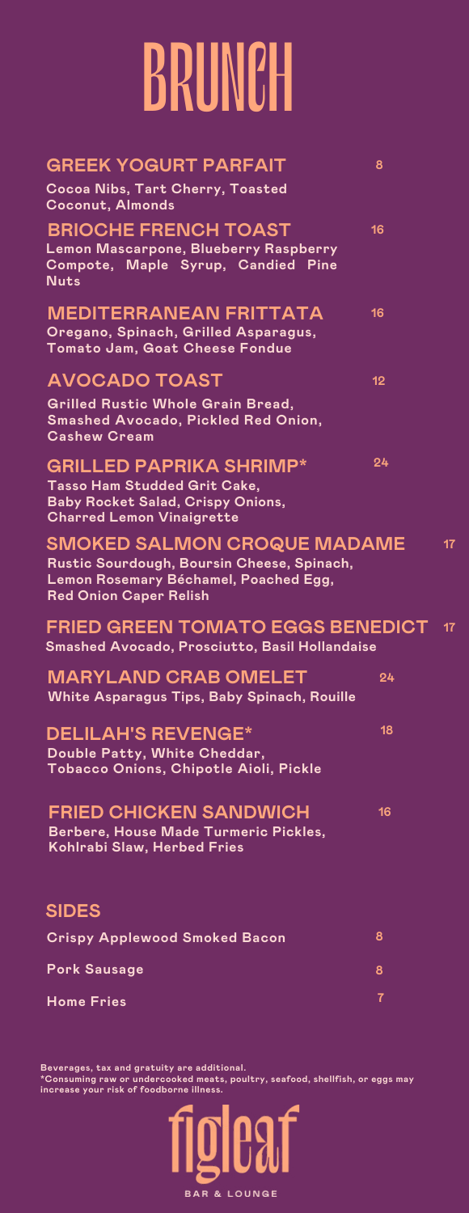# BRUNCH

## GREEK YOGURT PARFAIT — 8

Cocoa Nibs, Tart Cherry, Toasted Coconut, Almonds

## BRIOCHE FRENCH TOAST — 16

Lemon Mascarpone, Blueberry Raspberry Compote, Maple Syrup, Candied Pine Nuts

## MEDITERRANEAN FRITTATA — 16

Oregano, Spinach, Grilled Asparagus, Tomato Jam, Goat Cheese Fondue

## AVOCADO TOAST — 12

Grilled Rustic Whole Grain Bread, Smashed Avocado, Pickled Red Onion, Cashew Cream

## GRILLED PAPRIKA SHRIMP* — 24

Tasso Ham Studded Grit Cake, Baby Rocket Salad, Crispy Onions, Charred Lemon Vinaigrette

## SMOKED SALMON CROQUE MADAME — 17

Rustic Sourdough, Boursin Cheese, Spinach, Lemon Rosemary Béchamel, Poached Egg, Red Onion Caper Relish

## FRIED GREEN TOMATO EGGS BENEDICT — 17

Smashed Avocado, Prosciutto, Basil Hollandaise

## MARYLAND CRAB OMELET — 24

White Asparagus Tips, Baby Spinach, Rouille

## DELILAH'S REVENGE* — 18

Double Patty, White Cheddar, Tobacco Onions, Chipotle Aioli, Pickle

## FRIED CHICKEN SANDWICH — 16

Berbere, House Made Turmeric Pickles, Kohlrabi Slaw, Herbed Fries

## SIDES

| Item | Price |
| --- | --- |
| Crispy Applewood Smoked Bacon | 8 |
| Pork Sausage | 8 |
| Home Fries | 7 |

Beverages, tax and gratuity are additional.
*Consuming raw or undercooked meats, poultry, seafood, shellfish, or eggs may increase your risk of foodborne illness.

**figleaf**
BAR & LOUNGE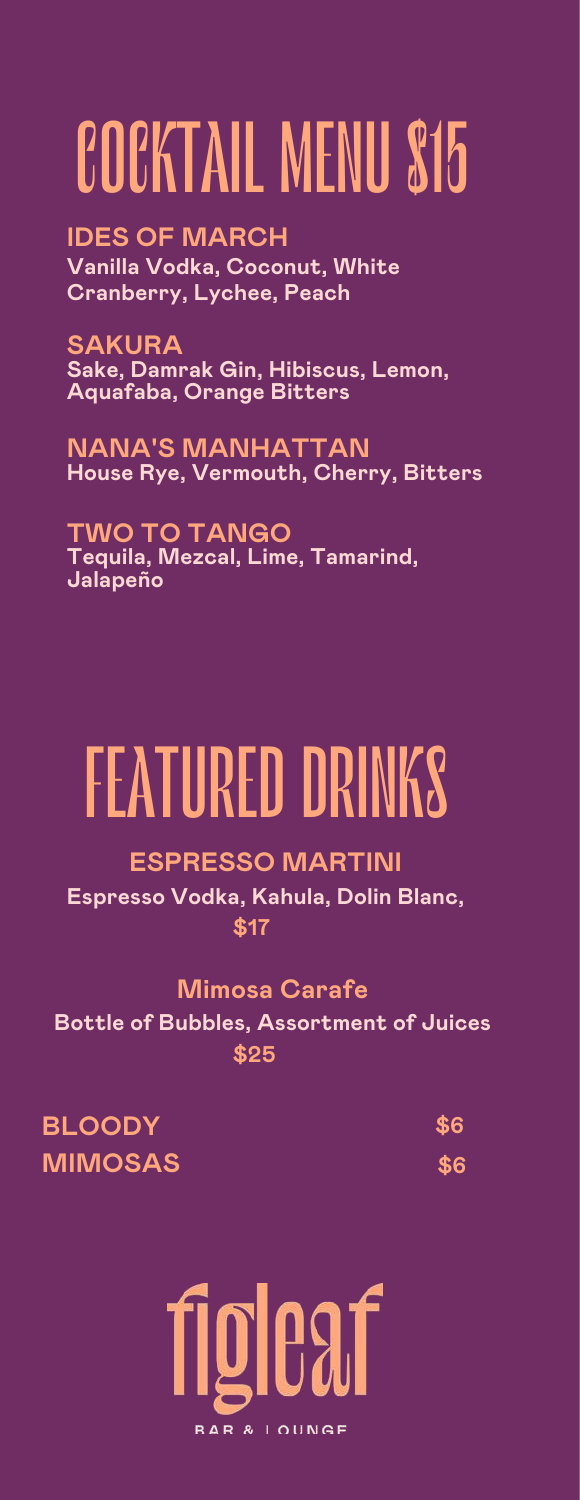# COCKTAIL MENU $15

**IDES OF MARCH**
Vanilla Vodka, Coconut, White Cranberry, Lychee, Peach

**SAKURA**
Sake, Damrak Gin, Hibiscus, Lemon, Aquafaba, Orange Bitters

**NANA'S MANHATTAN**
House Rye, Vermouth, Cherry, Bitters

**TWO TO TANGO**
Tequila, Mezcal, Lime, Tamarind, Jalapeño

# FEATURED DRINKS

**ESPRESSO MARTINI**
Espresso Vodka, Kahula, Dolin Blanc,
$17

**Mimosa Carafe**
Bottle of Bubbles, Assortment of Juices
$25

| | |
|---|---|
| BLOODY | $6 |
| MIMOSAS | $6 |

figleaf
BAR & LOUNGE